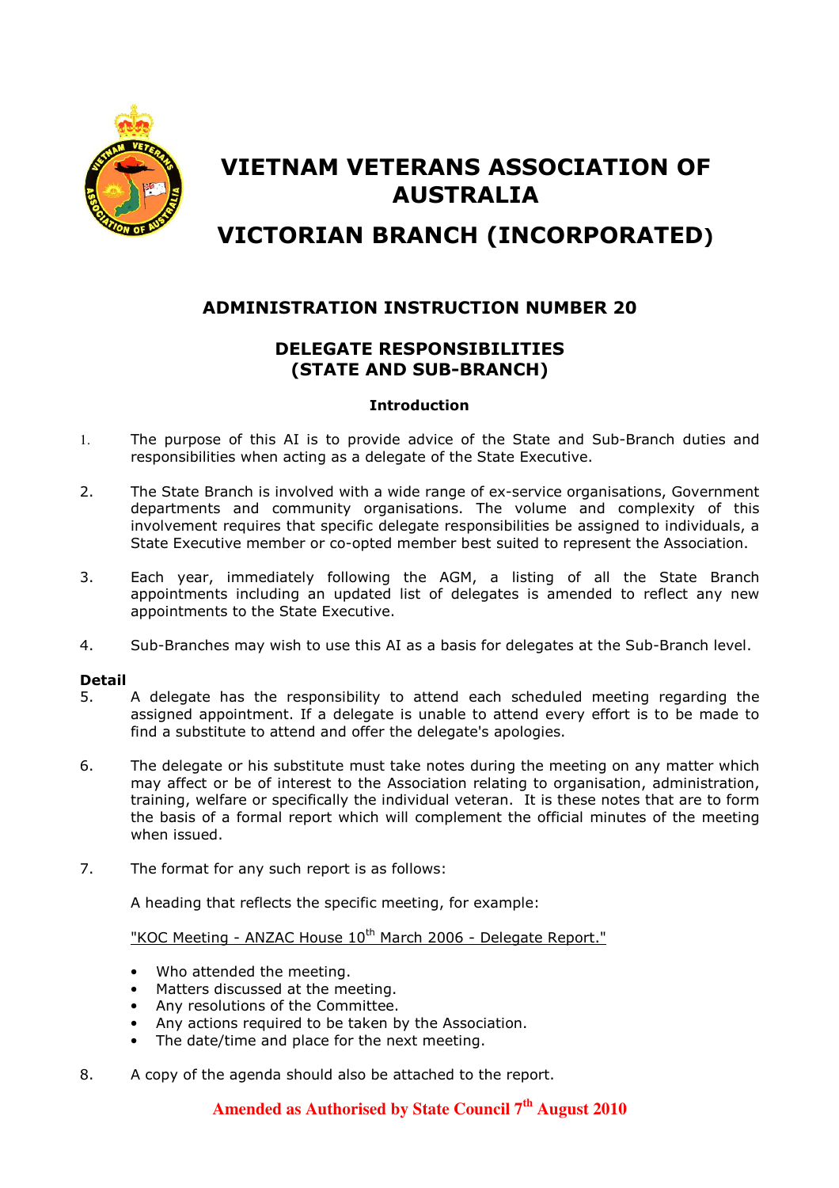# VIETNAM VETERANS ASSOCIATION OF AUSTRALIA

# VICTORIAN BRANCH (INCORPORATED)

## ADMINISTRATION INSTRUCTION NUMBER 20

## DELEGATE RESPONSIBILITIES (STATE AND SUB-BRANCH)

### Introduction

1. The purpose of this AI is to provide advice of the State and Sub-Branch duties and responsibilities when acting as a delegate of the State Executive.

2. The State Branch is involved with a wide range of ex-service organisations, Government departments and community organisations. The volume and complexity of this involvement requires that specific delegate responsibilities be assigned to individuals, a State Executive member or co-opted member best suited to represent the Association.

3. Each year, immediately following the AGM, a listing of all the State Branch appointments including an updated list of delegates is amended to reflect any new appointments to the State Executive.

4. Sub-Branches may wish to use this AI as a basis for delegates at the Sub-Branch level.

**Detail**

5. A delegate has the responsibility to attend each scheduled meeting regarding the assigned appointment. If a delegate is unable to attend every effort is to be made to find a substitute to attend and offer the delegate's apologies.

6. The delegate or his substitute must take notes during the meeting on any matter which may affect or be of interest to the Association relating to organisation, administration, training, welfare or specifically the individual veteran. It is these notes that are to form the basis of a formal report which will complement the official minutes of the meeting when issued.

7. The format for any such report is as follows:

   A heading that reflects the specific meeting, for example:

   "KOC Meeting - ANZAC House 10th March 2006 - Delegate Report."

   - Who attended the meeting.
   - Matters discussed at the meeting.
   - Any resolutions of the Committee.
   - Any actions required to be taken by the Association.
   - The date/time and place for the next meeting.

8. A copy of the agenda should also be attached to the report.

**Amended as Authorised by State Council 7th August 2010**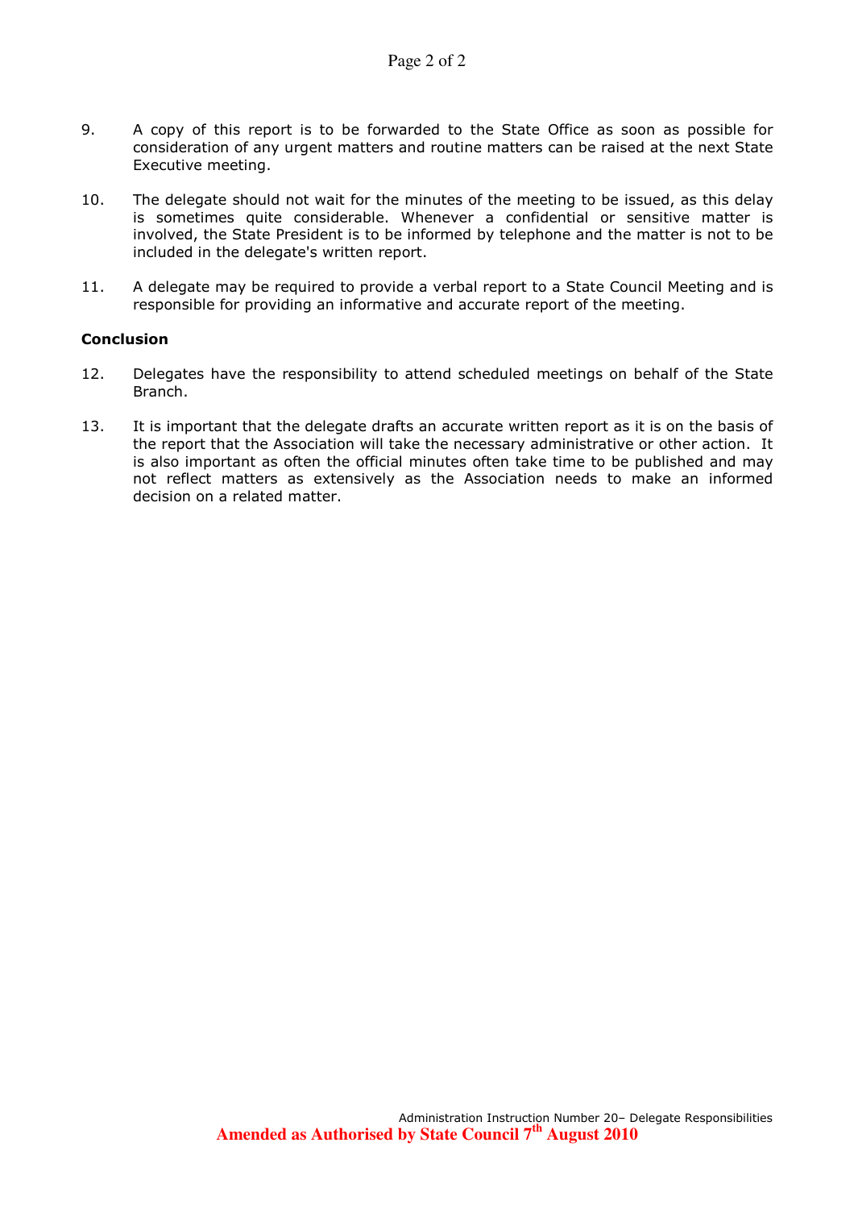9. A copy of this report is to be forwarded to the State Office as soon as possible for consideration of any urgent matters and routine matters can be raised at the next State Executive meeting.

10. The delegate should not wait for the minutes of the meeting to be issued, as this delay is sometimes quite considerable. Whenever a confidential or sensitive matter is involved, the State President is to be informed by telephone and the matter is not to be included in the delegate's written report.

11. A delegate may be required to provide a verbal report to a State Council Meeting and is responsible for providing an informative and accurate report of the meeting.

**Conclusion**

12. Delegates have the responsibility to attend scheduled meetings on behalf of the State Branch.

13. It is important that the delegate drafts an accurate written report as it is on the basis of the report that the Association will take the necessary administrative or other action. It is also important as often the official minutes often take time to be published and may not reflect matters as extensively as the Association needs to make an informed decision on a related matter.

Administration Instruction Number 20– Delegate Responsibilities

**Amended as Authorised by State Council 7th August 2010**